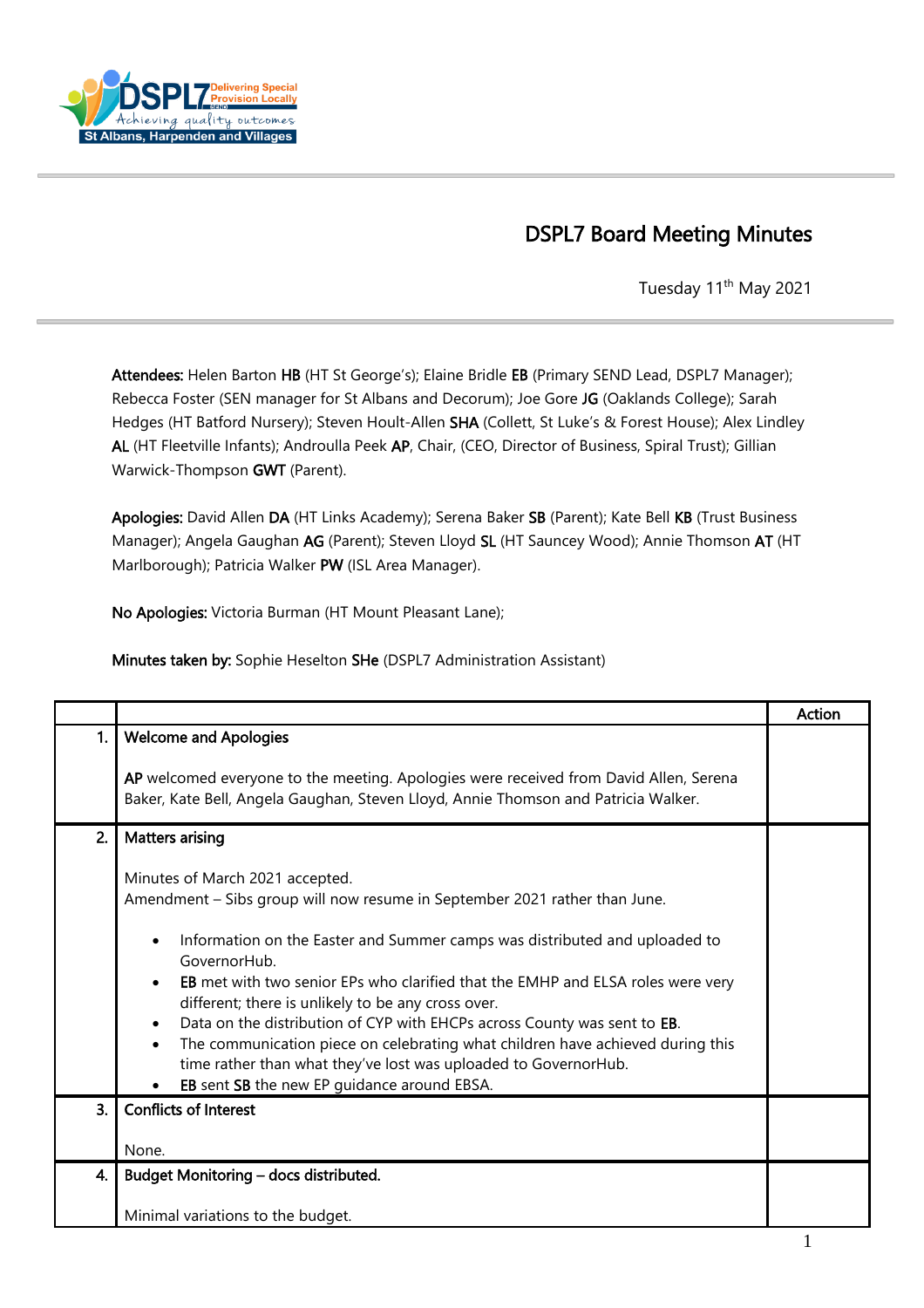DSPL7 Delivering Special Provision Locally SEND
Achieving quality outcomes
St Albans, Harpenden and Villages

# DSPL7 Board Meeting Minutes

Tuesday 11th May 2021

**Attendees:** Helen Barton **HB** (HT St George's); Elaine Bridle **EB** (Primary SEND Lead, DSPL7 Manager); Rebecca Foster (SEN manager for St Albans and Decorum); Joe Gore **JG** (Oaklands College); Sarah Hedges (HT Batford Nursery); Steven Hoult-Allen **SHA** (Collett, St Luke's & Forest House); Alex Lindley **AL** (HT Fleetville Infants); Androulla Peek **AP**, Chair, (CEO, Director of Business, Spiral Trust); Gillian Warwick-Thompson **GWT** (Parent).

**Apologies:** David Allen **DA** (HT Links Academy); Serena Baker **SB** (Parent); Kate Bell **KB** (Trust Business Manager); Angela Gaughan **AG** (Parent); Steven Lloyd **SL** (HT Sauncey Wood); Annie Thomson **AT** (HT Marlborough); Patricia Walker **PW** (ISL Area Manager).

**No Apologies:** Victoria Burman (HT Mount Pleasant Lane);

**Minutes taken by:** Sophie Heselton **SHe** (DSPL7 Administration Assistant)

| | | Action |
|---|---|---|
| 1. | **Welcome and Apologies**<br><br>**AP** welcomed everyone to the meeting. Apologies were received from David Allen, Serena Baker, Kate Bell, Angela Gaughan, Steven Lloyd, Annie Thomson and Patricia Walker. | |
| 2. | **Matters arising**<br><br>Minutes of March 2021 accepted.<br>Amendment – Sibs group will now resume in September 2021 rather than June.<br><br>• Information on the Easter and Summer camps was distributed and uploaded to GovernorHub.<br>• **EB** met with two senior EPs who clarified that the EMHP and ELSA roles were very different; there is unlikely to be any cross over.<br>• Data on the distribution of CYP with EHCPs across County was sent to **EB**.<br>• The communication piece on celebrating what children have achieved during this time rather than what they've lost was uploaded to GovernorHub.<br>• **EB** sent **SB** the new EP guidance around EBSA. | |
| 3. | **Conflicts of Interest**<br><br>None. | |
| 4. | **Budget Monitoring – docs distributed.**<br><br>Minimal variations to the budget. | |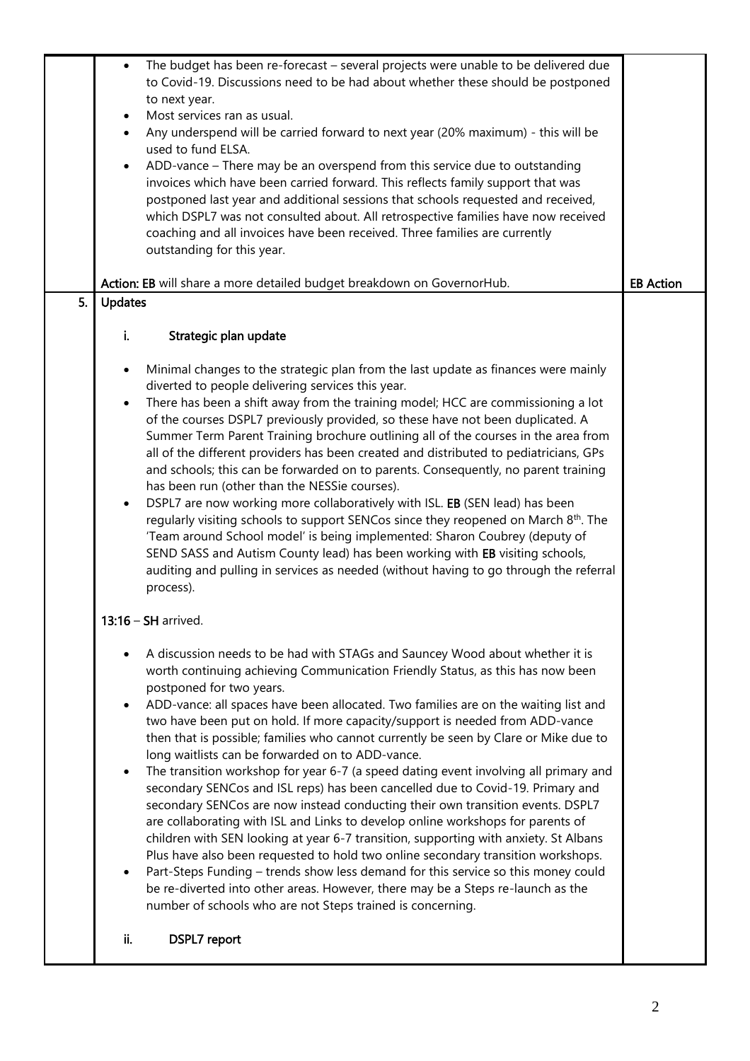| | | |
|---|---|---|
| | • The budget has been re-forecast – several projects were unable to be delivered due to Covid-19. Discussions need to be had about whether these should be postponed to next year.<br>• Most services ran as usual.<br>• Any underspend will be carried forward to next year (20% maximum) - this will be used to fund ELSA.<br>• ADD-vance – There may be an overspend from this service due to outstanding invoices which have been carried forward. This reflects family support that was postponed last year and additional sessions that schools requested and received, which DSPL7 was not consulted about. All retrospective families have now received coaching and all invoices have been received. Three families are currently outstanding for this year.<br><br>**Action: EB** will share a more detailed budget breakdown on GovernorHub. | **EB Action** |
| 5. | **Updates**<br><br>**i. Strategic plan update**<br><br>• Minimal changes to the strategic plan from the last update as finances were mainly diverted to people delivering services this year.<br>• There has been a shift away from the training model; HCC are commissioning a lot of the courses DSPL7 previously provided, so these have not been duplicated. A Summer Term Parent Training brochure outlining all of the courses in the area from all of the different providers has been created and distributed to pediatricians, GPs and schools; this can be forwarded on to parents. Consequently, no parent training has been run (other than the NESSie courses).<br>• DSPL7 are now working more collaboratively with ISL. **EB** (SEN lead) has been regularly visiting schools to support SENCos since they reopened on March 8th. The 'Team around School model' is being implemented: Sharon Coubrey (deputy of SEND SASS and Autism County lead) has been working with **EB** visiting schools, auditing and pulling in services as needed (without having to go through the referral process).<br><br>**13:16** – **SH** arrived.<br><br>• A discussion needs to be had with STAGs and Sauncey Wood about whether it is worth continuing achieving Communication Friendly Status, as this has now been postponed for two years.<br>• ADD-vance: all spaces have been allocated. Two families are on the waiting list and two have been put on hold. If more capacity/support is needed from ADD-vance then that is possible; families who cannot currently be seen by Clare or Mike due to long waitlists can be forwarded on to ADD-vance.<br>• The transition workshop for year 6-7 (a speed dating event involving all primary and secondary SENCos and ISL reps) has been cancelled due to Covid-19. Primary and secondary SENCos are now instead conducting their own transition events. DSPL7 are collaborating with ISL and Links to develop online workshops for parents of children with SEN looking at year 6-7 transition, supporting with anxiety. St Albans Plus have also been requested to hold two online secondary transition workshops.<br>• Part-Steps Funding – trends show less demand for this service so this money could be re-diverted into other areas. However, there may be a Steps re-launch as the number of schools who are not Steps trained is concerning.<br><br>**ii. DSPL7 report** | |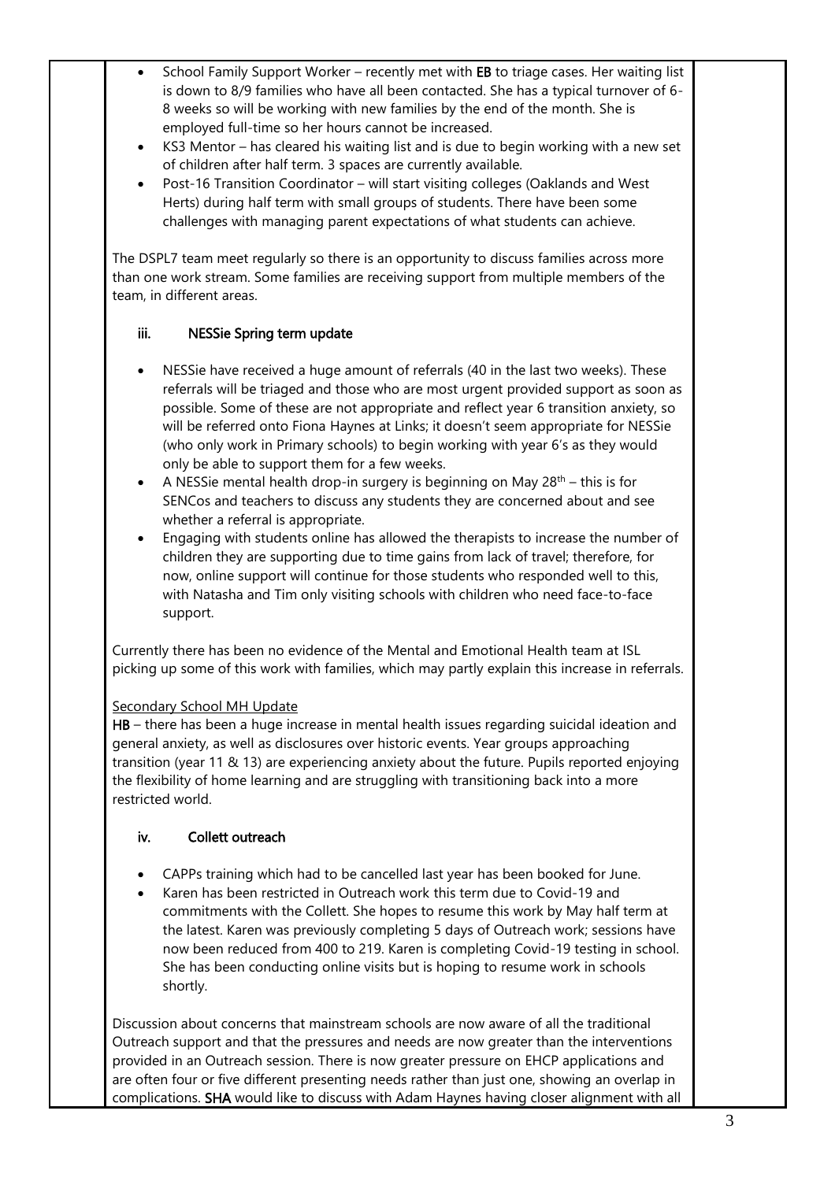- School Family Support Worker – recently met with **EB** to triage cases. Her waiting list is down to 8/9 families who have all been contacted. She has a typical turnover of 6-8 weeks so will be working with new families by the end of the month. She is employed full-time so her hours cannot be increased.
- KS3 Mentor – has cleared his waiting list and is due to begin working with a new set of children after half term. 3 spaces are currently available.
- Post-16 Transition Coordinator – will start visiting colleges (Oaklands and West Herts) during half term with small groups of students. There have been some challenges with managing parent expectations of what students can achieve.

The DSPL7 team meet regularly so there is an opportunity to discuss families across more than one work stream. Some families are receiving support from multiple members of the team, in different areas.

### iii. NESSie Spring term update

- NESSie have received a huge amount of referrals (40 in the last two weeks). These referrals will be triaged and those who are most urgent provided support as soon as possible. Some of these are not appropriate and reflect year 6 transition anxiety, so will be referred onto Fiona Haynes at Links; it doesn't seem appropriate for NESSie (who only work in Primary schools) to begin working with year 6's as they would only be able to support them for a few weeks.
- A NESSie mental health drop-in surgery is beginning on May 28th – this is for SENCos and teachers to discuss any students they are concerned about and see whether a referral is appropriate.
- Engaging with students online has allowed the therapists to increase the number of children they are supporting due to time gains from lack of travel; therefore, for now, online support will continue for those students who responded well to this, with Natasha and Tim only visiting schools with children who need face-to-face support.

Currently there has been no evidence of the Mental and Emotional Health team at ISL picking up some of this work with families, which may partly explain this increase in referrals.

<u>Secondary School MH Update</u>

**HB** – there has been a huge increase in mental health issues regarding suicidal ideation and general anxiety, as well as disclosures over historic events. Year groups approaching transition (year 11 & 13) are experiencing anxiety about the future. Pupils reported enjoying the flexibility of home learning and are struggling with transitioning back into a more restricted world.

### iv. Collett outreach

- CAPPs training which had to be cancelled last year has been booked for June.
- Karen has been restricted in Outreach work this term due to Covid-19 and commitments with the Collett. She hopes to resume this work by May half term at the latest. Karen was previously completing 5 days of Outreach work; sessions have now been reduced from 400 to 219. Karen is completing Covid-19 testing in school. She has been conducting online visits but is hoping to resume work in schools shortly.

Discussion about concerns that mainstream schools are now aware of all the traditional Outreach support and that the pressures and needs are now greater than the interventions provided in an Outreach session. There is now greater pressure on EHCP applications and are often four or five different presenting needs rather than just one, showing an overlap in complications. **SHA** would like to discuss with Adam Haynes having closer alignment with all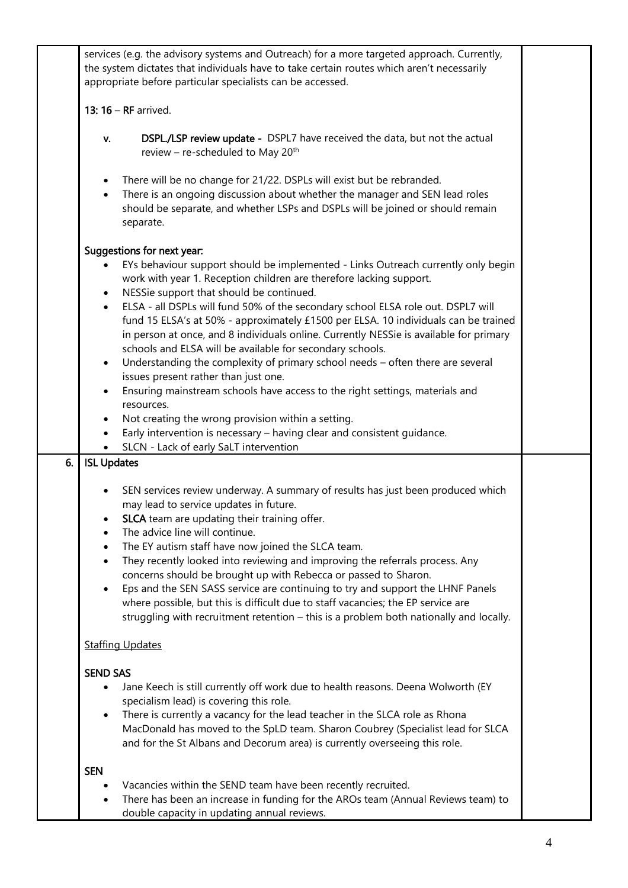|  |  |  |
| --- | --- | --- |
|  | services (e.g. the advisory systems and Outreach) for a more targeted approach. Currently, the system dictates that individuals have to take certain routes which aren't necessarily appropriate before particular specialists can be accessed.<br><br>**13: 16** – **RF** arrived.<br><br>**v. DSPL/LSP review update -** DSPL7 have received the data, but not the actual review – re-scheduled to May 20th<br><br>• There will be no change for 21/22. DSPLs will exist but be rebranded.<br>• There is an ongoing discussion about whether the manager and SEN lead roles should be separate, and whether LSPs and DSPLs will be joined or should remain separate.<br><br>**Suggestions for next year:**<br>• EYs behaviour support should be implemented - Links Outreach currently only begin work with year 1. Reception children are therefore lacking support.<br>• NESSie support that should be continued.<br>• ELSA - all DSPLs will fund 50% of the secondary school ELSA role out. DSPL7 will fund 15 ELSA's at 50% - approximately £1500 per ELSA. 10 individuals can be trained in person at once, and 8 individuals online. Currently NESSie is available for primary schools and ELSA will be available for secondary schools.<br>• Understanding the complexity of primary school needs – often there are several issues present rather than just one.<br>• Ensuring mainstream schools have access to the right settings, materials and resources.<br>• Not creating the wrong provision within a setting.<br>• Early intervention is necessary – having clear and consistent guidance.<br>• SLCN - Lack of early SaLT intervention |  |
| 6. | **ISL Updates**<br><br>• SEN services review underway. A summary of results has just been produced which may lead to service updates in future.<br>• **SLCA** team are updating their training offer.<br>• The advice line will continue.<br>• The EY autism staff have now joined the SLCA team.<br>• They recently looked into reviewing and improving the referrals process. Any concerns should be brought up with Rebecca or passed to Sharon.<br>• Eps and the SEN SASS service are continuing to try and support the LHNF Panels where possible, but this is difficult due to staff vacancies; the EP service are struggling with recruitment retention – this is a problem both nationally and locally.<br><br><u>Staffing Updates</u><br><br>**SEND SAS**<br>• Jane Keech is still currently off work due to health reasons. Deena Wolworth (EY specialism lead) is covering this role.<br>• There is currently a vacancy for the lead teacher in the SLCA role as Rhona MacDonald has moved to the SpLD team. Sharon Coubrey (Specialist lead for SLCA and for the St Albans and Decorum area) is currently overseeing this role.<br><br>**SEN**<br>• Vacancies within the SEND team have been recently recruited.<br>• There has been an increase in funding for the AROs team (Annual Reviews team) to double capacity in updating annual reviews. |  |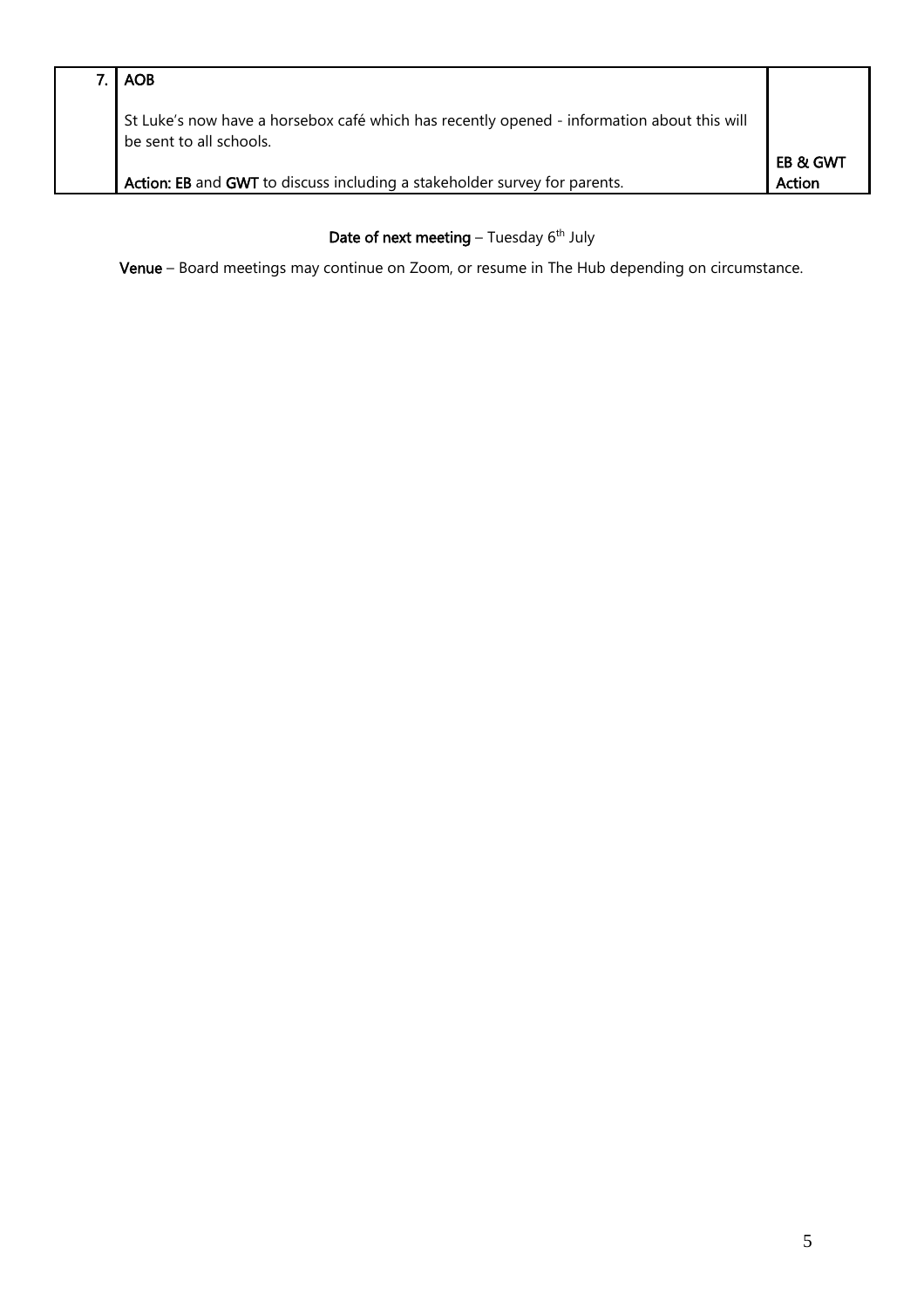| | | |
|---|---|---|
| 7. | **AOB**<br><br>St Luke's now have a horsebox café which has recently opened - information about this will be sent to all schools.<br><br>**Action: EB** and **GWT** to discuss including a stakeholder survey for parents. | **EB & GWT Action** |

**Date of next meeting** – Tuesday 6th July

**Venue** – Board meetings may continue on Zoom, or resume in The Hub depending on circumstance.